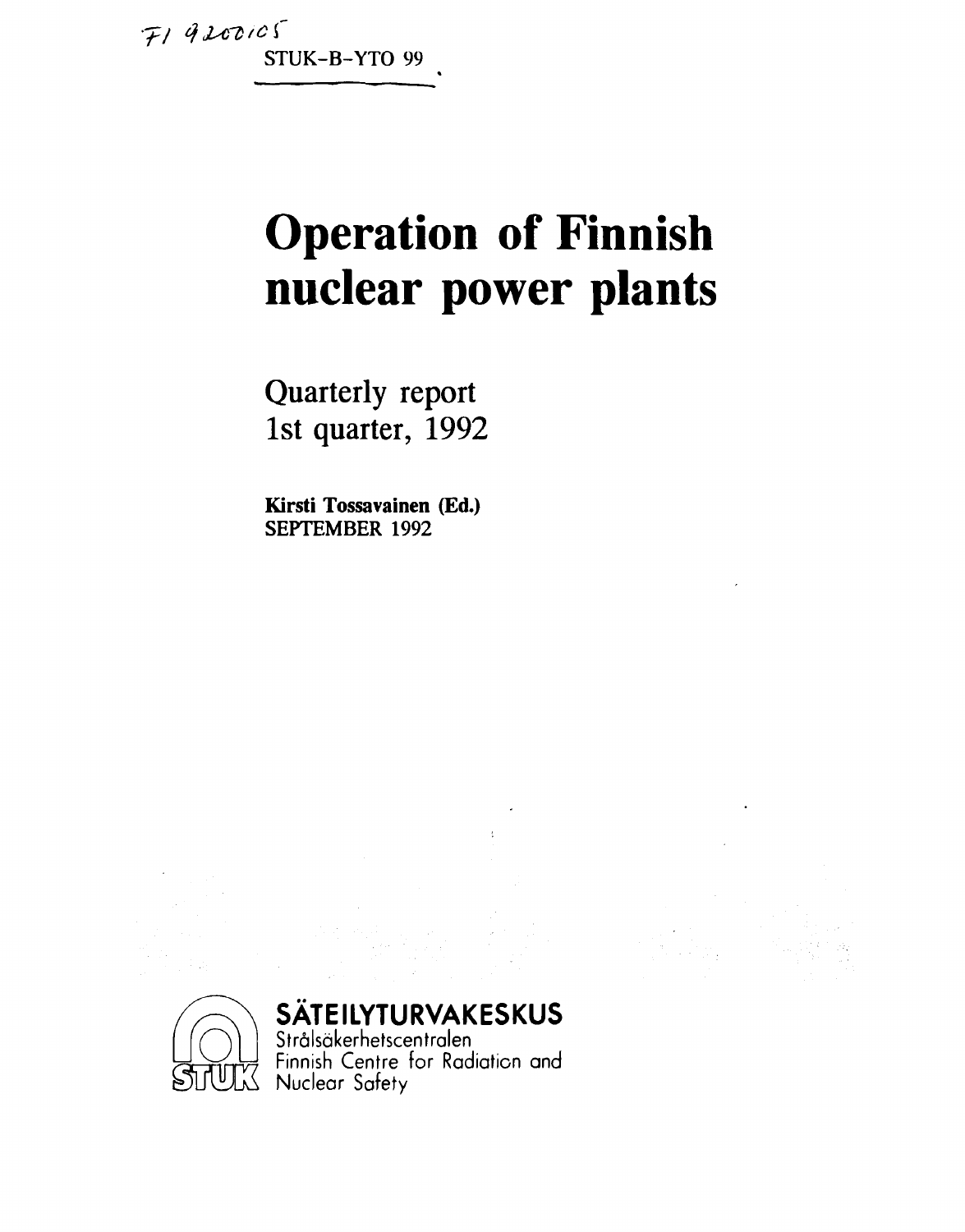FI 9200105

STUK-B-YTO 99

# Operation of Finnish nuclear power plants

Quarterly report
1st quarter, 1992

**Kirsti Tossavainen (Ed.)**
**SEPTEMBER 1992**

**SÄTEILYTURVAKESKUS**
Strålsäkerhetscentralen
Finnish Centre for Radiation and Nuclear Safety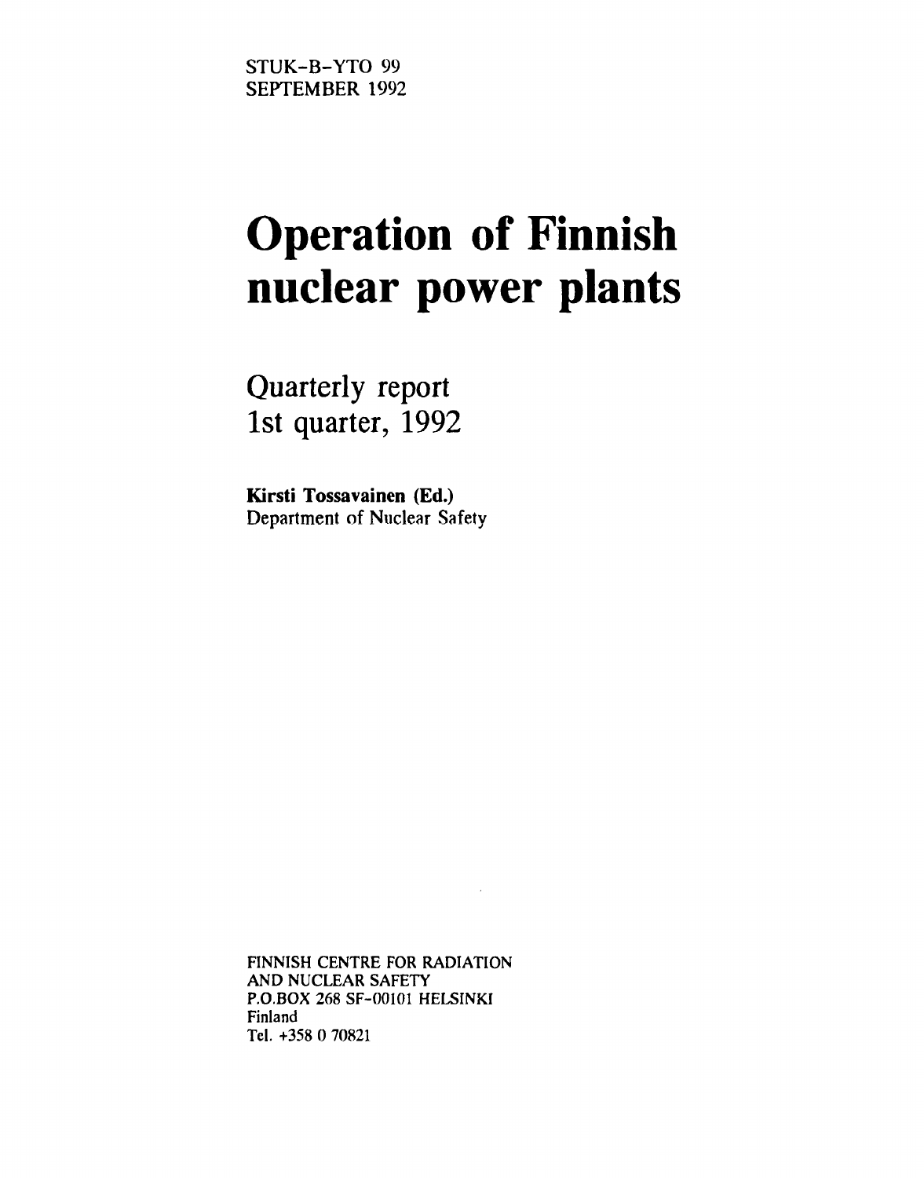STUK-B-YTO 99
SEPTEMBER 1992

# Operation of Finnish nuclear power plants

## Quarterly report
## 1st quarter, 1992

**Kirsti Tossavainen (Ed.)**
Department of Nuclear Safety

FINNISH CENTRE FOR RADIATION
AND NUCLEAR SAFETY
P.O.BOX 268 SF-00101 HELSINKI
Finland
Tel. +358 0 70821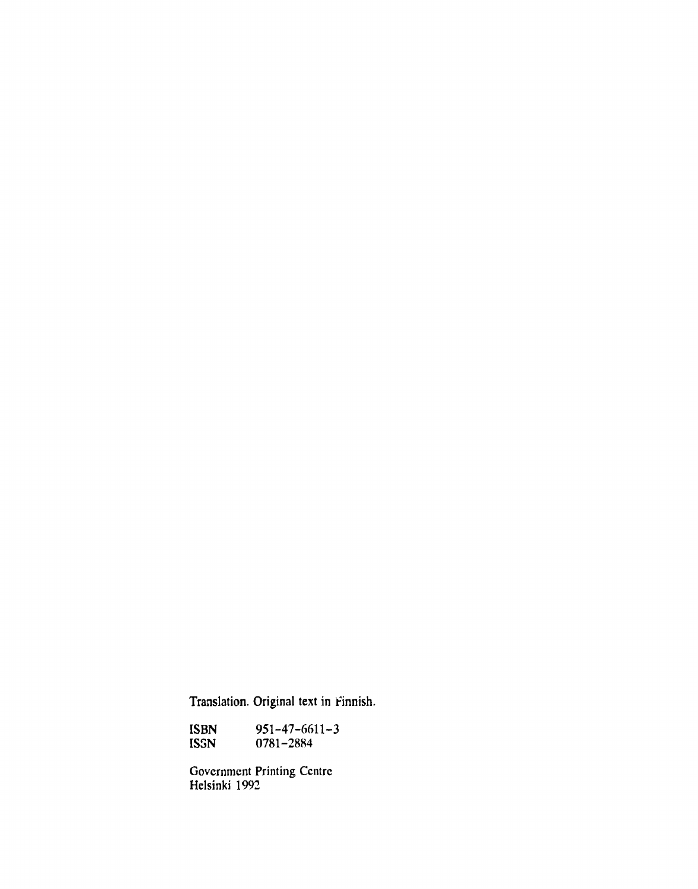Translation. Original text in Finnish.

ISBN 951-47-6611-3
ISSN 0781-2884

Government Printing Centre
Helsinki 1992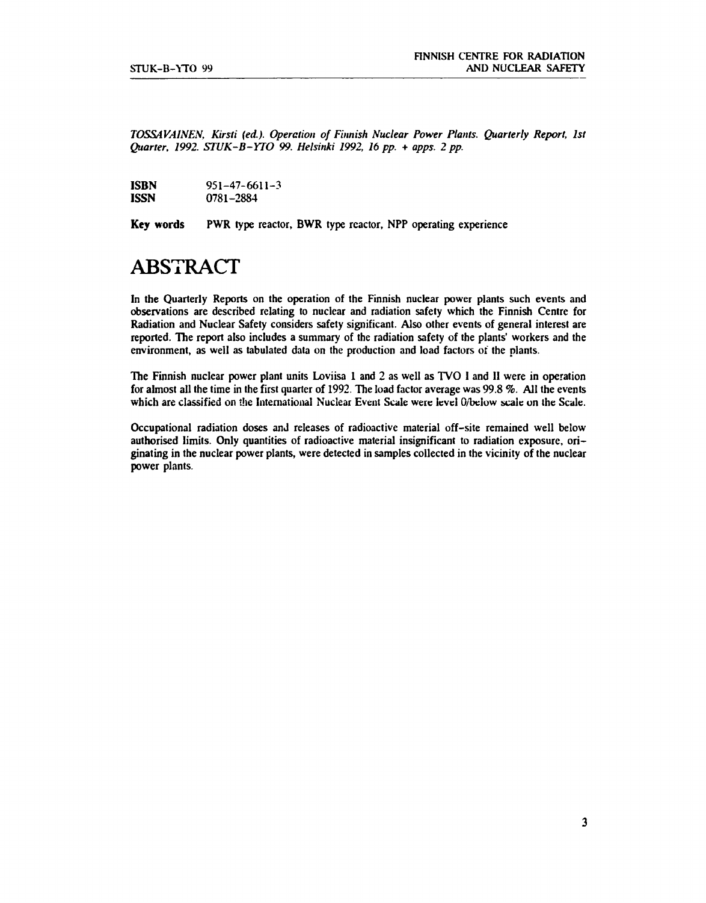*TOSSAVAINEN, Kirsti (ed.). Operation of Finnish Nuclear Power Plants. Quarterly Report, 1st Quarter, 1992. STUK-B-YTO 99. Helsinki 1992, 16 pp. + apps. 2 pp.*

**ISBN** 951-47-6611-3
**ISSN** 0781-2884

**Key words** PWR type reactor, BWR type reactor, NPP operating experience

# ABSTRACT

In the Quarterly Reports on the operation of the Finnish nuclear power plants such events and observations are described relating to nuclear and radiation safety which the Finnish Centre for Radiation and Nuclear Safety considers safety significant. Also other events of general interest are reported. The report also includes a summary of the radiation safety of the plants' workers and the environment, as well as tabulated data on the production and load factors of the plants.

The Finnish nuclear power plant units Loviisa 1 and 2 as well as TVO I and II were in operation for almost all the time in the first quarter of 1992. The load factor average was 99.8 %. All the events which are classified on the International Nuclear Event Scale were level 0/below scale on the Scale.

Occupational radiation doses and releases of radioactive material off-site remained well below authorised limits. Only quantities of radioactive material insignificant to radiation exposure, originating in the nuclear power plants, were detected in samples collected in the vicinity of the nuclear power plants.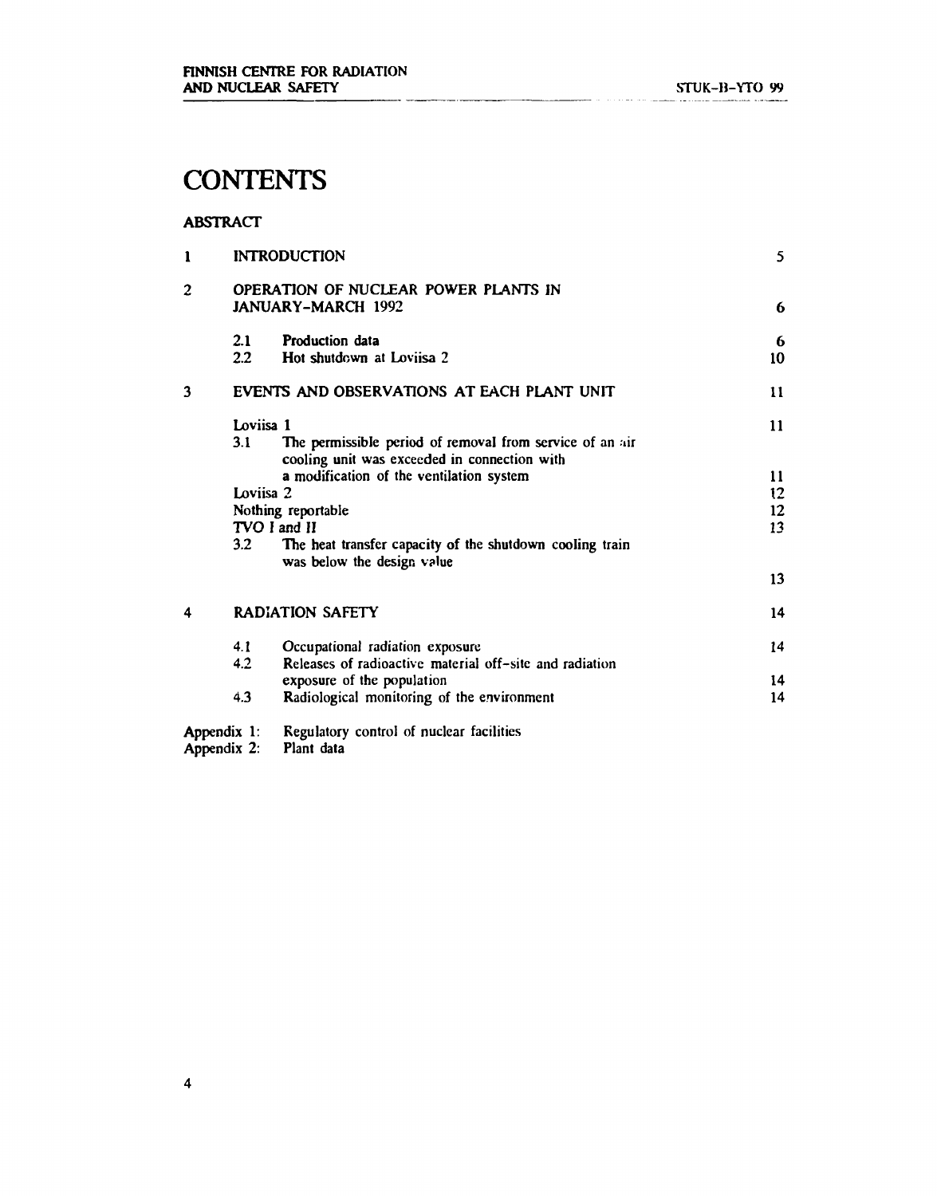# CONTENTS

**ABSTRACT**

| | | | |
|---|---|---|---|
| 1 | INTRODUCTION | | 5 |
| 2 | OPERATION OF NUCLEAR POWER PLANTS IN JANUARY-MARCH 1992 | | 6 |
| | 2.1 | Production data | 6 |
| | 2.2 | Hot shutdown at Loviisa 2 | 10 |
| 3 | EVENTS AND OBSERVATIONS AT EACH PLANT UNIT | | 11 |
| | Loviisa 1 | | 11 |
| | 3.1 | The permissible period of removal from service of an air cooling unit was exceeded in connection with a modification of the ventilation system | 11 |
| | Loviisa 2 | | 12 |
| | Nothing reportable | | 12 |
| | TVO I and II | | 13 |
| | 3.2 | The heat transfer capacity of the shutdown cooling train was below the design value | 13 |
| 4 | RADIATION SAFETY | | 14 |
| | 4.1 | Occupational radiation exposure | 14 |
| | 4.2 | Releases of radioactive material off-site and radiation exposure of the population | 14 |
| | 4.3 | Radiological monitoring of the environment | 14 |

Appendix 1: Regulatory control of nuclear facilities
Appendix 2: Plant data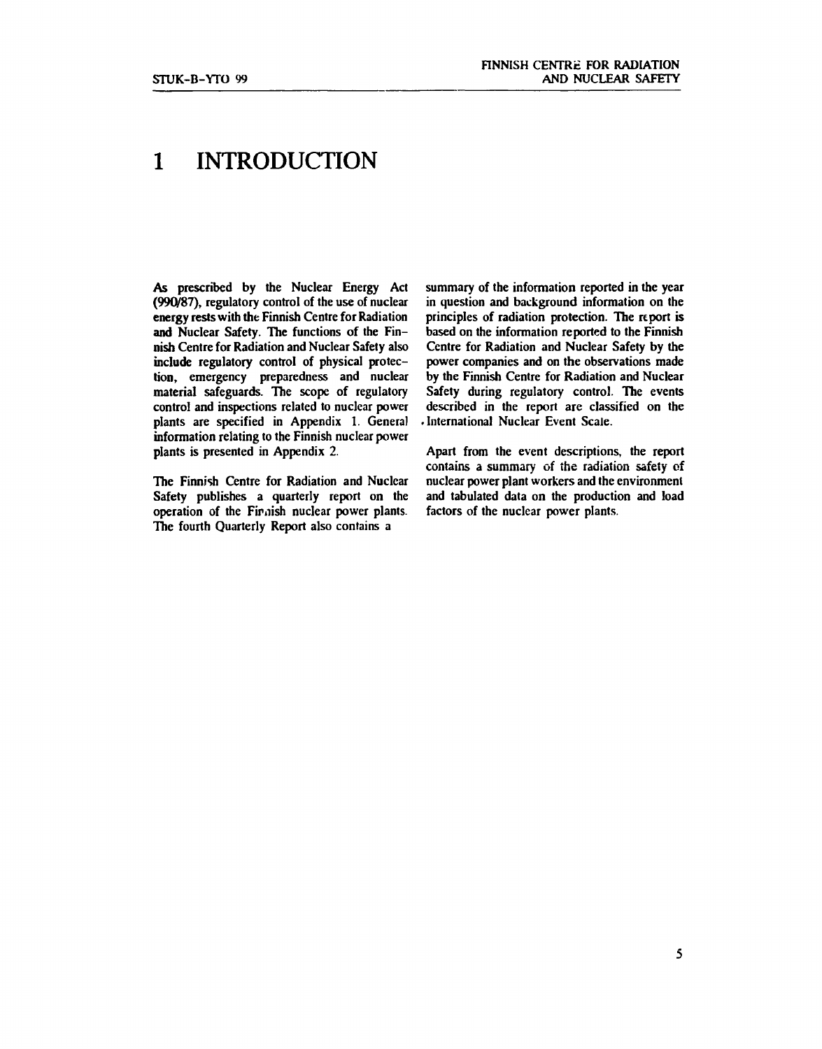# 1 INTRODUCTION

As prescribed by the Nuclear Energy Act (990/87), regulatory control of the use of nuclear energy rests with the Finnish Centre for Radiation and Nuclear Safety. The functions of the Finnish Centre for Radiation and Nuclear Safety also include regulatory control of physical protection, emergency preparedness and nuclear material safeguards. The scope of regulatory control and inspections related to nuclear power plants are specified in Appendix 1. General information relating to the Finnish nuclear power plants is presented in Appendix 2.

The Finnish Centre for Radiation and Nuclear Safety publishes a quarterly report on the operation of the Finnish nuclear power plants. The fourth Quarterly Report also contains a summary of the information reported in the year in question and background information on the principles of radiation protection. The report is based on the information reported to the Finnish Centre for Radiation and Nuclear Safety by the power companies and on the observations made by the Finnish Centre for Radiation and Nuclear Safety during regulatory control. The events described in the report are classified on the International Nuclear Event Scale.

Apart from the event descriptions, the report contains a summary of the radiation safety of nuclear power plant workers and the environment and tabulated data on the production and load factors of the nuclear power plants.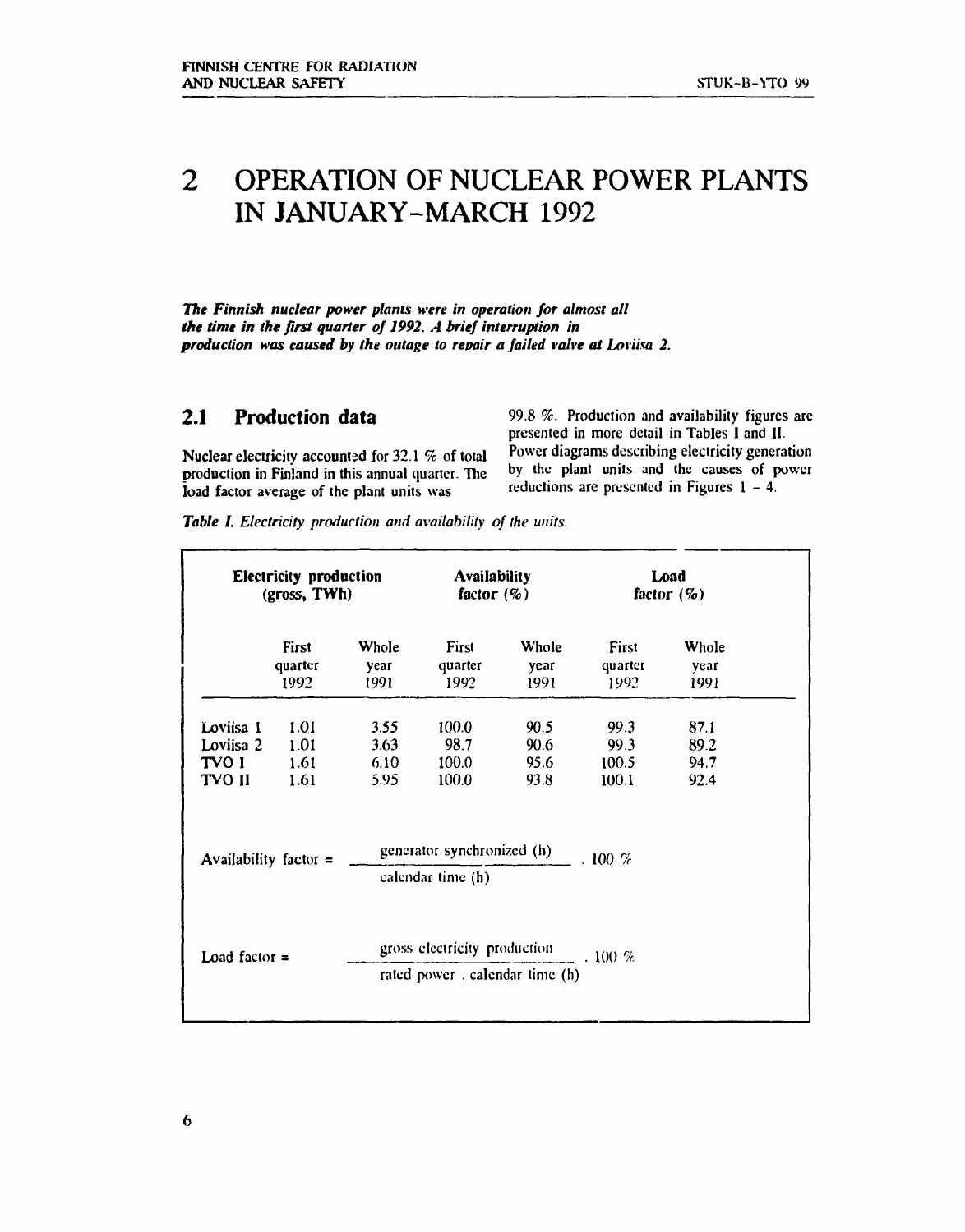# 2 OPERATION OF NUCLEAR POWER PLANTS IN JANUARY-MARCH 1992

***The Finnish nuclear power plants were in operation for almost all the time in the first quarter of 1992. A brief interruption in production was caused by the outage to repair a failed valve at Loviisa 2.***

## 2.1 Production data

Nuclear electricity accounted for 32.1 % of total production in Finland in this annual quarter. The load factor average of the plant units was 99.8 %. Production and availability figures are presented in more detail in Tables I and II. Power diagrams describing electricity generation by the plant units and the causes of power reductions are presented in Figures 1 – 4.

*Table I. Electricity production and availability of the units.*

| | Electricity production (gross, TWh) | | Availability factor (%) | | Load factor (%) | |
|---|---|---|---|---|---|---|
| | First quarter 1992 | Whole year 1991 | First quarter 1992 | Whole year 1991 | First quarter 1992 | Whole year 1991 |
| Loviisa 1 | 1.01 | 3.55 | 100.0 | 90.5 | 99.3 | 87.1 |
| Loviisa 2 | 1.01 | 3.63 | 98.7 | 90.6 | 99.3 | 89.2 |
| TVO I | 1.61 | 6.10 | 100.0 | 95.6 | 100.5 | 94.7 |
| TVO II | 1.61 | 5.95 | 100.0 | 93.8 | 100.1 | 92.4 |

$$\text{Availability factor} = \frac{\text{generator synchronized (h)}}{\text{calendar time (h)}} \cdot 100\ \%$$

$$\text{Load factor} = \frac{\text{gross electricity production}}{\text{rated power} \cdot \text{calendar time (h)}} \cdot 100\ \%$$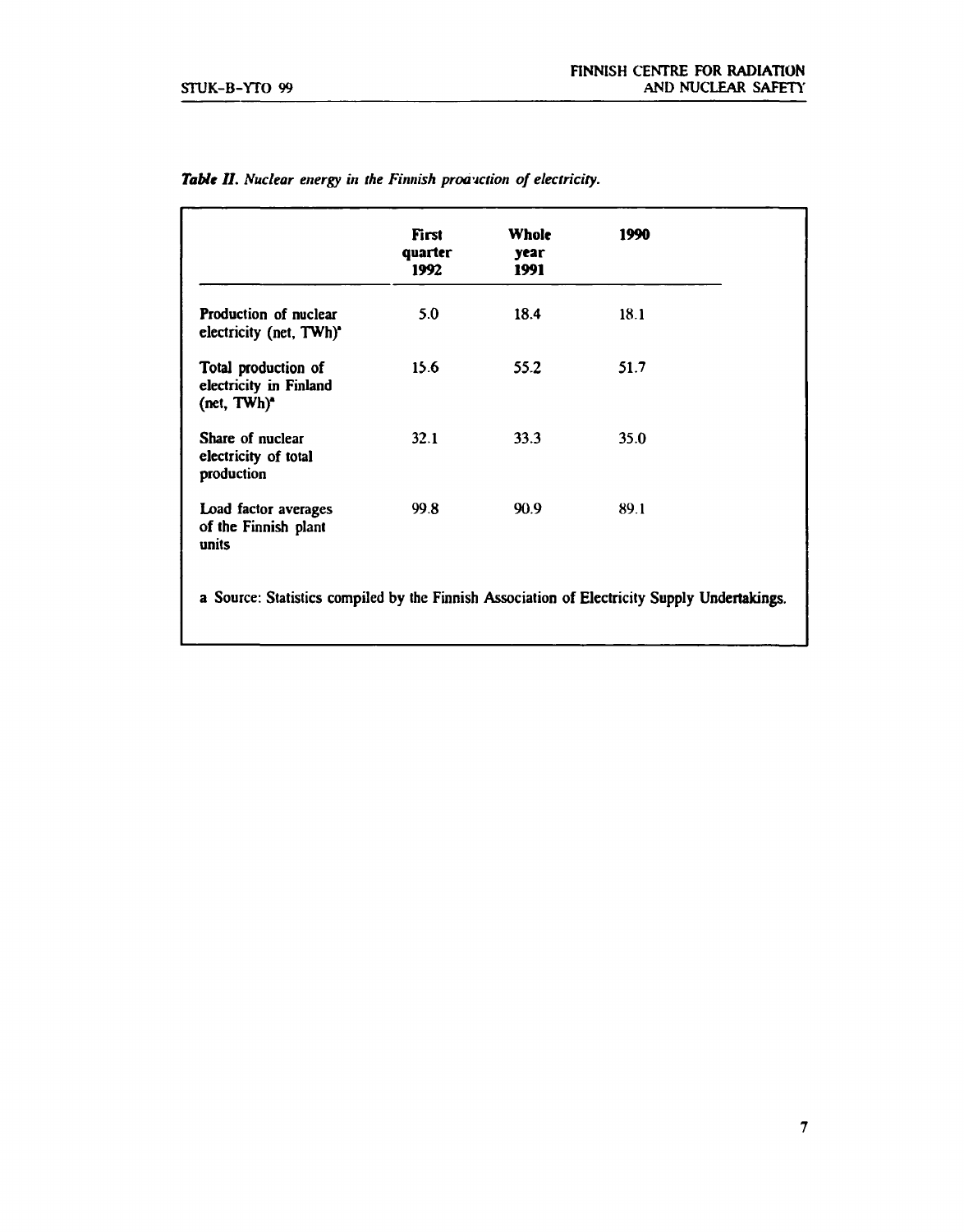*Table II. Nuclear energy in the Finnish production of electricity.*

| | First quarter 1992 | Whole year 1991 | 1990 |
|---|---|---|---|
| Production of nuclear electricity (net, TWh)[a] | 5.0 | 18.4 | 18.1 |
| Total production of electricity in Finland (net, TWh)[a] | 15.6 | 55.2 | 51.7 |
| Share of nuclear electricity of total production | 32.1 | 33.3 | 35.0 |
| Load factor averages of the Finnish plant units | 99.8 | 90.9 | 89.1 |

a Source: Statistics compiled by the Finnish Association of Electricity Supply Undertakings.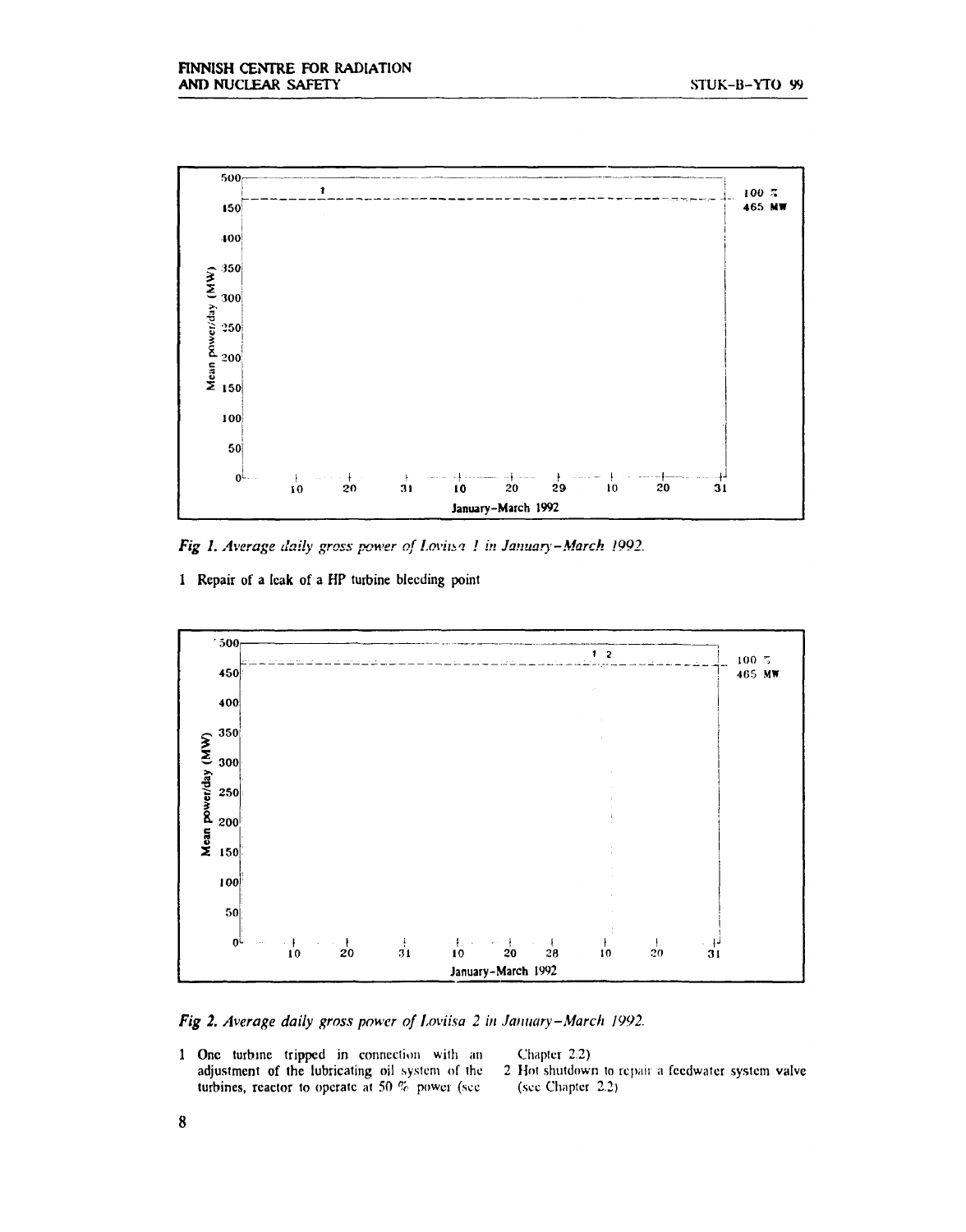Fig 1. *Average daily gross power of Loviisa 1 in January–March 1992.*

1 Repair of a leak of a HP turbine bleeding point

Fig 2. *Average daily gross power of Loviisa 2 in January–March 1992.*

1 One turbine tripped in connection with an adjustment of the lubricating oil system of the turbines, reactor to operate at 50 % power (see Chapter 2.2)

2 Hot shutdown to repair a feedwater system valve (see Chapter 2.2)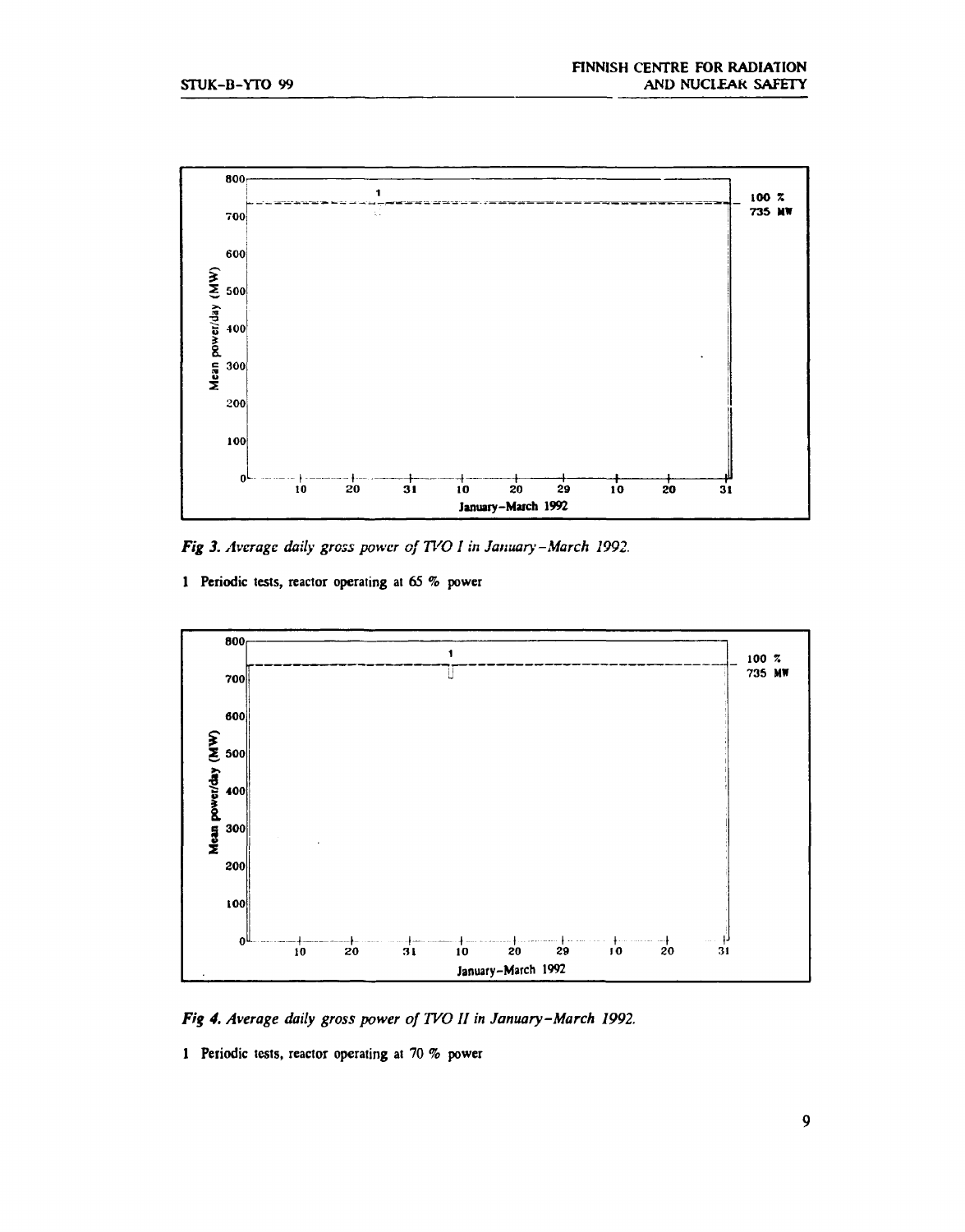*Fig 3. Average daily gross power of TVO I in January–March 1992.*

1 Periodic tests, reactor operating at 65 % power

*Fig 4. Average daily gross power of TVO II in January–March 1992.*

1 Periodic tests, reactor operating at 70 % power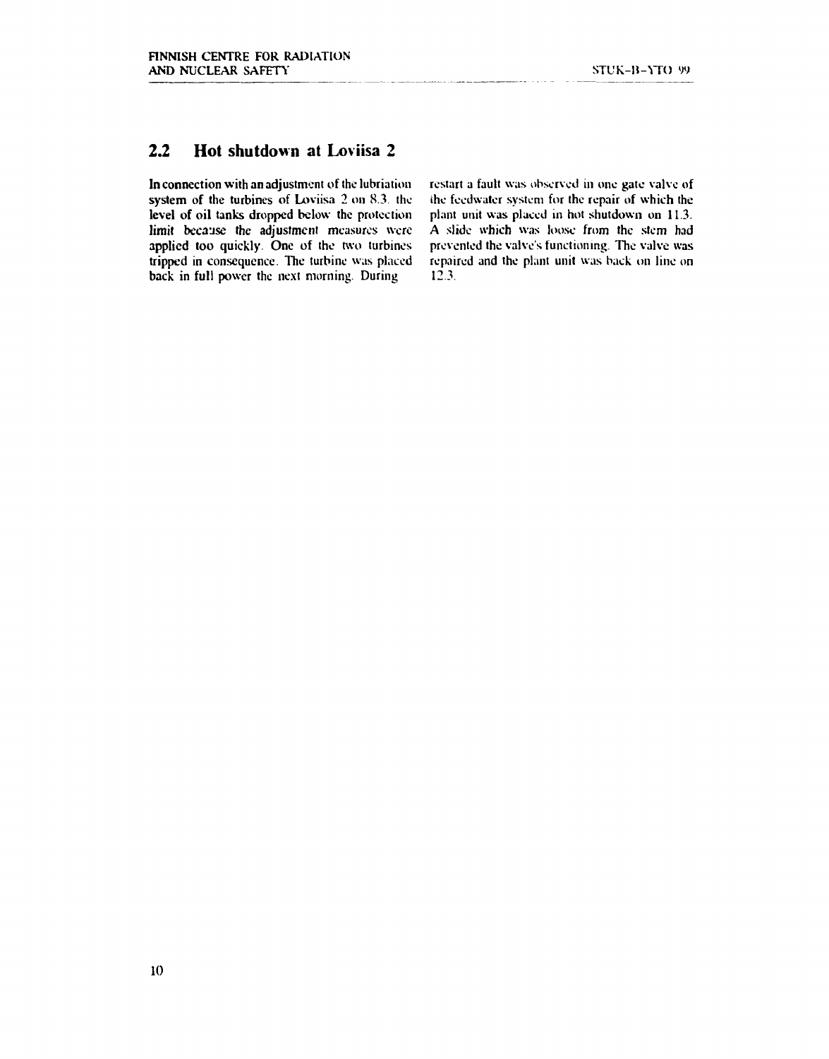## 2.2 Hot shutdown at Loviisa 2

In connection with an adjustment of the lubriation system of the turbines of Loviisa 2 on 8.3. the level of oil tanks dropped below the protection limit because the adjustment measures were applied too quickly. One of the two turbines tripped in consequence. The turbine was placed back in full power the next morning. During restart a fault was observed in one gate valve of the feedwater system for the repair of which the plant unit was placed in hot shutdown on 11.3. A slide which was loose from the stem had prevented the valve's functioning. The valve was repaired and the plant unit was back on line on 12.3.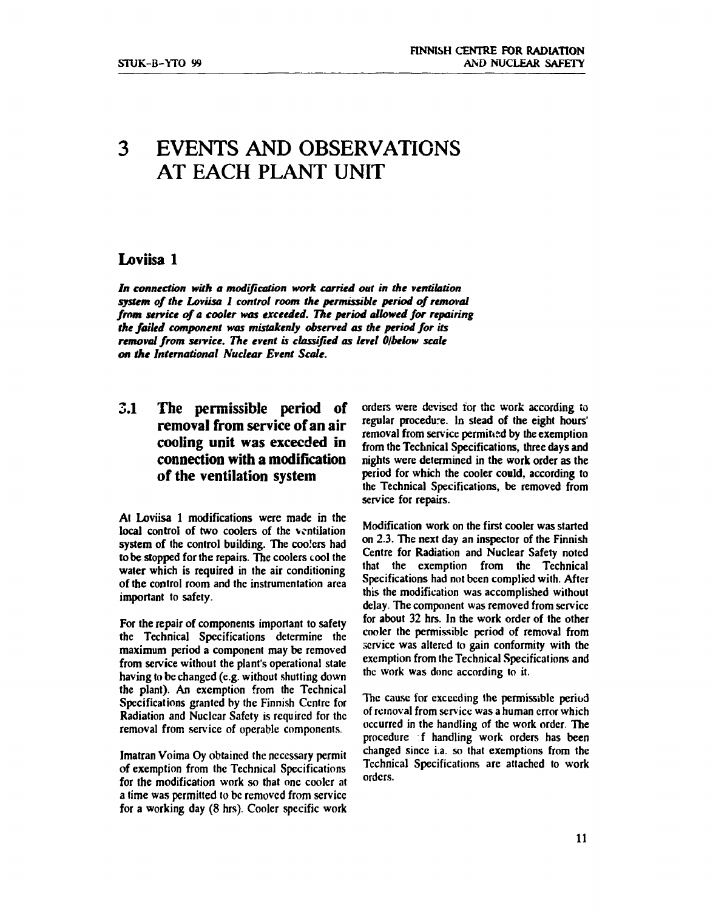# 3 EVENTS AND OBSERVATIONS AT EACH PLANT UNIT

## Loviisa 1

***In connection with a modification work carried out in the ventilation system of the Loviisa 1 control room the permissible period of removal from service of a cooler was exceeded. The period allowed for repairing the failed component was mistakenly observed as the period for its removal from service. The event is classified as level 0/below scale on the International Nuclear Event Scale.***

### 3.1 The permissible period of removal from service of an air cooling unit was exceeded in connection with a modification of the ventilation system

At Loviisa 1 modifications were made in the local control of two coolers of the ventilation system of the control building. The coolers had to be stopped for the repairs. The coolers cool the water which is required in the air conditioning of the control room and the instrumentation area important to safety.

For the repair of components important to safety the Technical Specifications determine the maximum period a component may be removed from service without the plant's operational state having to be changed (e.g. without shutting down the plant). An exemption from the Technical Specifications granted by the Finnish Centre for Radiation and Nuclear Safety is required for the removal from service of operable components.

Imatran Voima Oy obtained the necessary permit of exemption from the Technical Specifications for the modification work so that one cooler at a time was permitted to be removed from service for a working day (8 hrs). Cooler specific work orders were devised for the work according to regular procedure. In stead of the eight hours' removal from service permitted by the exemption from the Technical Specifications, three days and nights were determined in the work order as the period for which the cooler could, according to the Technical Specifications, be removed from service for repairs.

Modification work on the first cooler was started on 2.3. The next day an inspector of the Finnish Centre for Radiation and Nuclear Safety noted that the exemption from the Technical Specifications had not been complied with. After this the modification was accomplished without delay. The component was removed from service for about 32 hrs. In the work order of the other cooler the permissible period of removal from service was altered to gain conformity with the exemption from the Technical Specifications and the work was done according to it.

The cause for exceeding the permissible period of removal from service was a human error which occurred in the handling of the work order. The procedure of handling work orders has been changed since i.a. so that exemptions from the Technical Specifications are attached to work orders.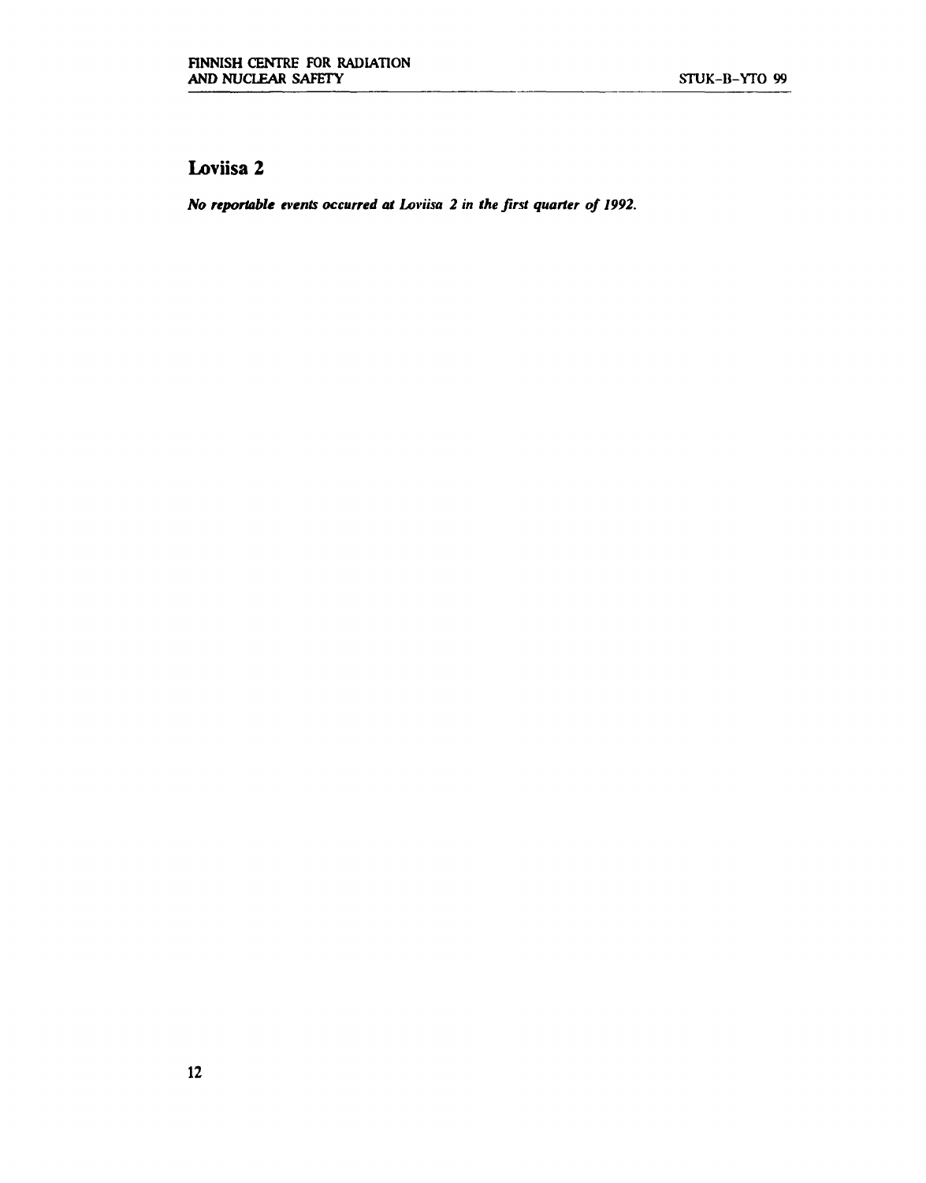## Loviisa 2

***No reportable events occurred at Loviisa 2 in the first quarter of 1992.***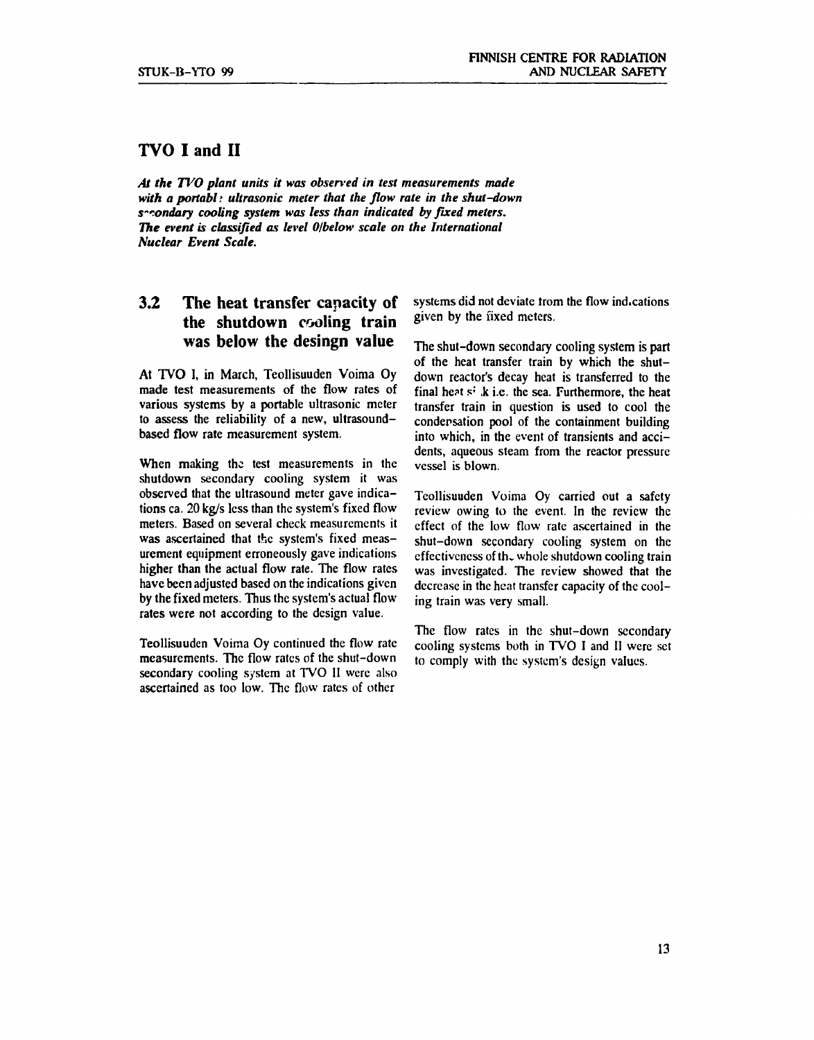## TVO I and II

***At the TVO plant units it was observed in test measurements made with a portable ultrasonic meter that the flow rate in the shut-down secondary cooling system was less than indicated by fixed meters. The event is classified as level 0/below scale on the International Nuclear Event Scale.***

### 3.2 The heat transfer capacity of the shutdown cooling train was below the desingn value

At TVO I, in March, Teollisuuden Voima Oy made test measurements of the flow rates of various systems by a portable ultrasonic meter to assess the reliability of a new, ultrasound-based flow rate measurement system.

When making the test measurements in the shutdown secondary cooling system it was observed that the ultrasound meter gave indications ca. 20 kg/s less than the system's fixed flow meters. Based on several check measurements it was ascertained that the system's fixed measurement equipment erroneously gave indications higher than the actual flow rate. The flow rates have been adjusted based on the indications given by the fixed meters. Thus the system's actual flow rates were not according to the design value.

Teollisuuden Voima Oy continued the flow rate measurements. The flow rates of the shut-down secondary cooling system at TVO II were also ascertained as too low. The flow rates of other systems did not deviate from the flow indications given by the fixed meters.

The shut-down secondary cooling system is part of the heat transfer train by which the shut-down reactor's decay heat is transferred to the final heat sink i.e. the sea. Furthermore, the heat transfer train in question is used to cool the condensation pool of the containment building into which, in the event of transients and accidents, aqueous steam from the reactor pressure vessel is blown.

Teollisuuden Voima Oy carried out a safety review owing to the event. In the review the effect of the low flow rate ascertained in the shut-down secondary cooling system on the effectiveness of the whole shutdown cooling train was investigated. The review showed that the decrease in the heat transfer capacity of the cooling train was very small.

The flow rates in the shut-down secondary cooling systems both in TVO I and II were set to comply with the system's design values.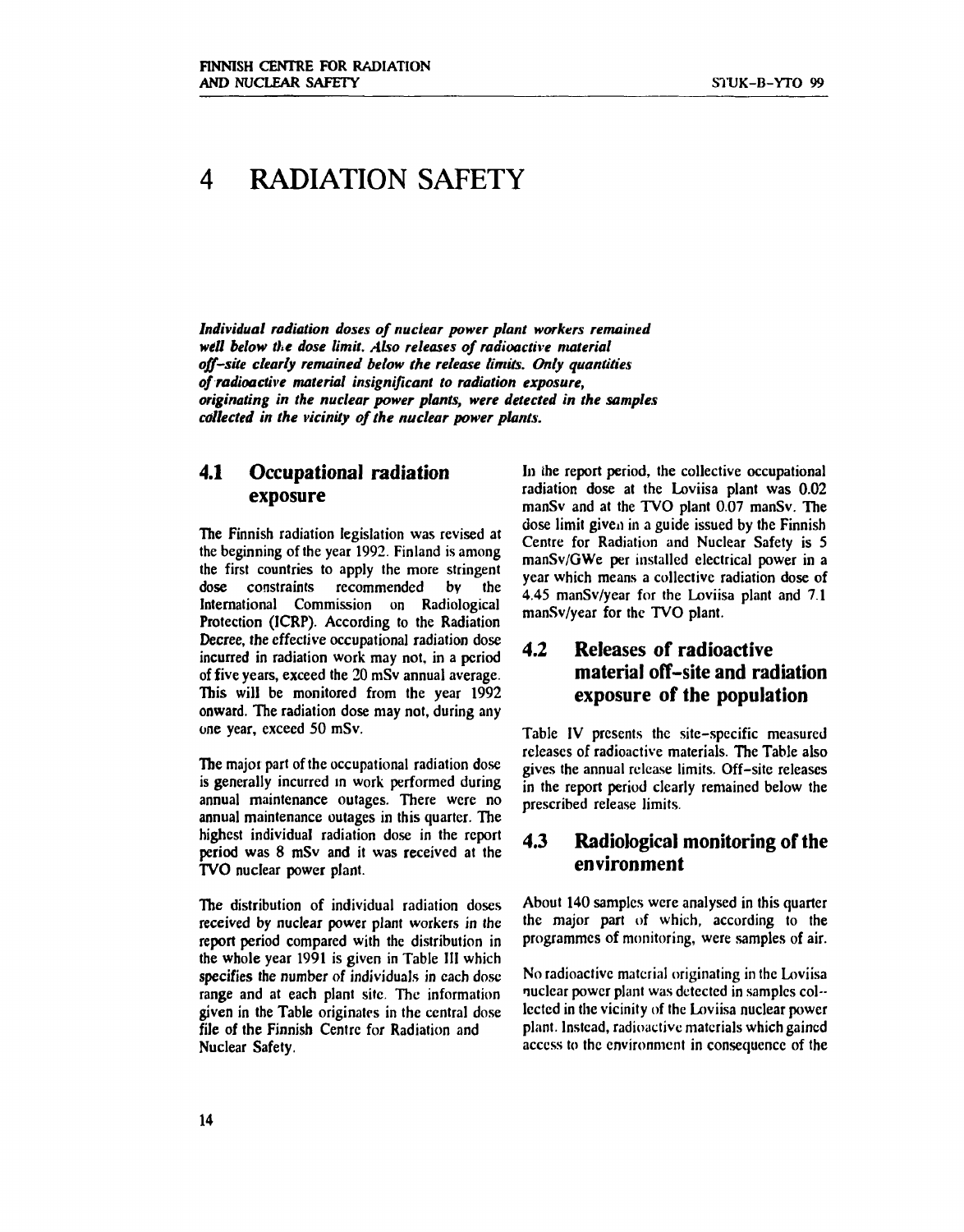# 4 RADIATION SAFETY

***Individual radiation doses of nuclear power plant workers remained well below the dose limit. Also releases of radioactive material off-site clearly remained below the release limits. Only quantities of radioactive material insignificant to radiation exposure, originating in the nuclear power plants, were detected in the samples collected in the vicinity of the nuclear power plants.***

## 4.1 Occupational radiation exposure

The Finnish radiation legislation was revised at the beginning of the year 1992. Finland is among the first countries to apply the more stringent dose constraints recommended by the International Commission on Radiological Protection (ICRP). According to the Radiation Decree, the effective occupational radiation dose incurred in radiation work may not, in a period of five years, exceed the 20 mSv annual average. This will be monitored from the year 1992 onward. The radiation dose may not, during any one year, exceed 50 mSv.

The major part of the occupational radiation dose is generally incurred in work performed during annual maintenance outages. There were no annual maintenance outages in this quarter. The highest individual radiation dose in the report period was 8 mSv and it was received at the TVO nuclear power plant.

The distribution of individual radiation doses received by nuclear power plant workers in the report period compared with the distribution in the whole year 1991 is given in Table III which specifies the number of individuals in each dose range and at each plant site. The information given in the Table originates in the central dose file of the Finnish Centre for Radiation and Nuclear Safety.

In the report period, the collective occupational radiation dose at the Loviisa plant was 0.02 manSv and at the TVO plant 0.07 manSv. The dose limit given in a guide issued by the Finnish Centre for Radiation and Nuclear Safety is 5 manSv/GWe per installed electrical power in a year which means a collective radiation dose of 4.45 manSv/year for the Loviisa plant and 7.1 manSv/year for the TVO plant.

## 4.2 Releases of radioactive material off-site and radiation exposure of the population

Table IV presents the site-specific measured releases of radioactive materials. The Table also gives the annual release limits. Off-site releases in the report period clearly remained below the prescribed release limits.

## 4.3 Radiological monitoring of the environment

About 140 samples were analysed in this quarter the major part of which, according to the programmes of monitoring, were samples of air.

No radioactive material originating in the Loviisa nuclear power plant was detected in samples collected in the vicinity of the Loviisa nuclear power plant. Instead, radioactive materials which gained access to the environment in consequence of the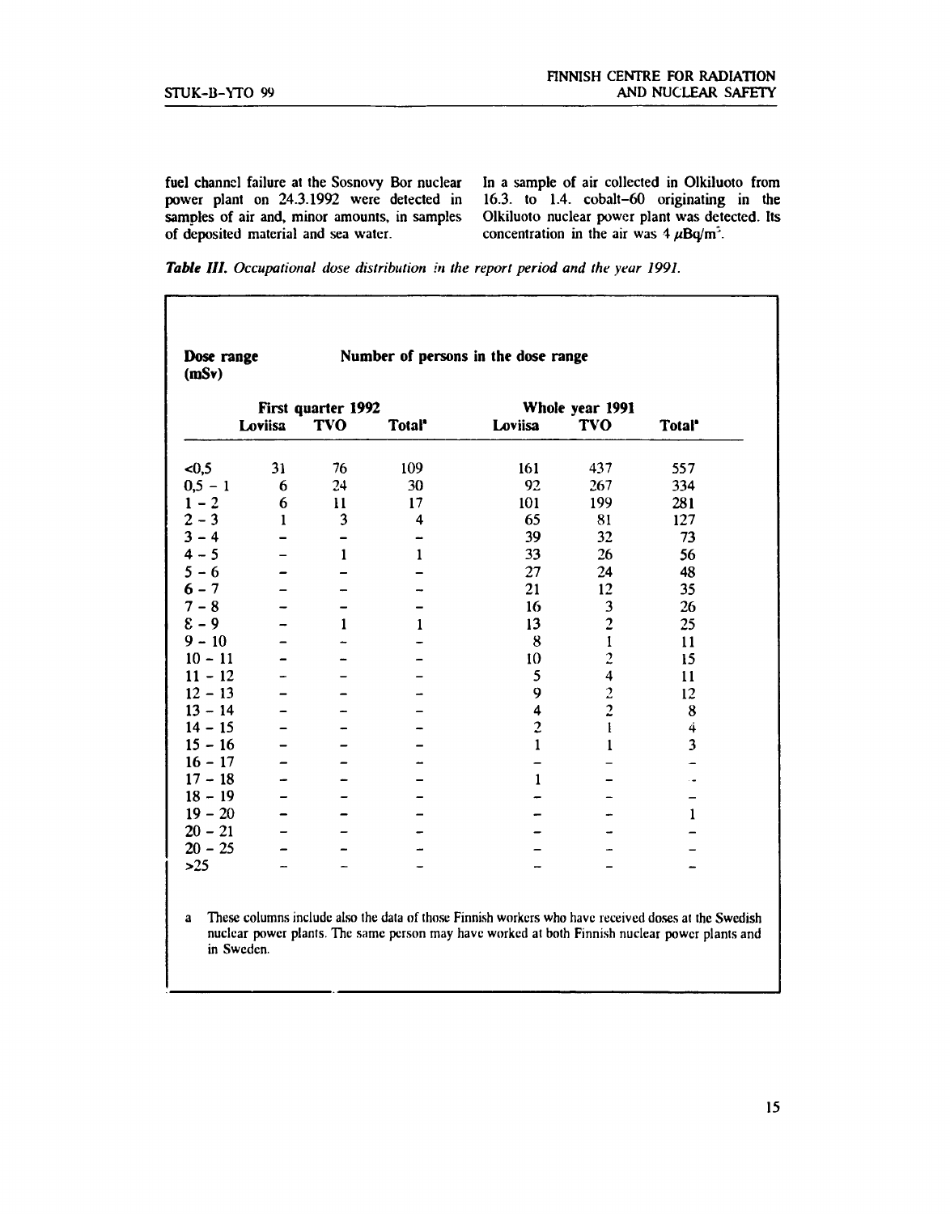fuel channel failure at the Sosnovy Bor nuclear power plant on 24.3.1992 were detected in samples of air and, minor amounts, in samples of deposited material and sea water.

In a sample of air collected in Olkiluoto from 16.3. to 1.4. cobalt-60 originating in the Olkiluoto nuclear power plant was detected. Its concentration in the air was 4 $\mu Bq/m^3$.

***Table III.*** *Occupational dose distribution in the report period and the year 1991.*

| Dose range (mSv) | Number of persons in the dose range | | | | | |
|---|---|---|---|---|---|---|
| | First quarter 1992 | | | Whole year 1991 | | |
| | Loviisa | TVO | Total[a] | Loviisa | TVO | Total[a] |
| <0,5 | 31 | 76 | 109 | 161 | 437 | 557 |
| 0,5 - 1 | 6 | 24 | 30 | 92 | 267 | 334 |
| 1 - 2 | 6 | 11 | 17 | 101 | 199 | 281 |
| 2 - 3 | 1 | 3 | 4 | 65 | 81 | 127 |
| 3 - 4 | - | - | - | 39 | 32 | 73 |
| 4 - 5 | - | 1 | 1 | 33 | 26 | 56 |
| 5 - 6 | - | - | - | 27 | 24 | 48 |
| 6 - 7 | - | - | - | 21 | 12 | 35 |
| 7 - 8 | - | - | - | 16 | 3 | 26 |
| 8 - 9 | - | 1 | 1 | 13 | 2 | 25 |
| 9 - 10 | - | - | - | 8 | 1 | 11 |
| 10 - 11 | - | - | - | 10 | 2 | 15 |
| 11 - 12 | - | - | - | 5 | 4 | 11 |
| 12 - 13 | - | - | - | 9 | 2 | 12 |
| 13 - 14 | - | - | - | 4 | 2 | 8 |
| 14 - 15 | - | - | - | 2 | 1 | 4 |
| 15 - 16 | - | - | - | 1 | 1 | 3 |
| 16 - 17 | - | - | - | - | - | - |
| 17 - 18 | - | - | - | 1 | - | - |
| 18 - 19 | - | - | - | - | - | - |
| 19 - 20 | - | - | - | - | - | 1 |
| 20 - 21 | - | - | - | - | - | - |
| 20 - 25 | - | - | - | - | - | - |
| >25 | - | - | - | - | - | - |

a These columns include also the data of those Finnish workers who have received doses at the Swedish nuclear power plants. The same person may have worked at both Finnish nuclear power plants and in Sweden.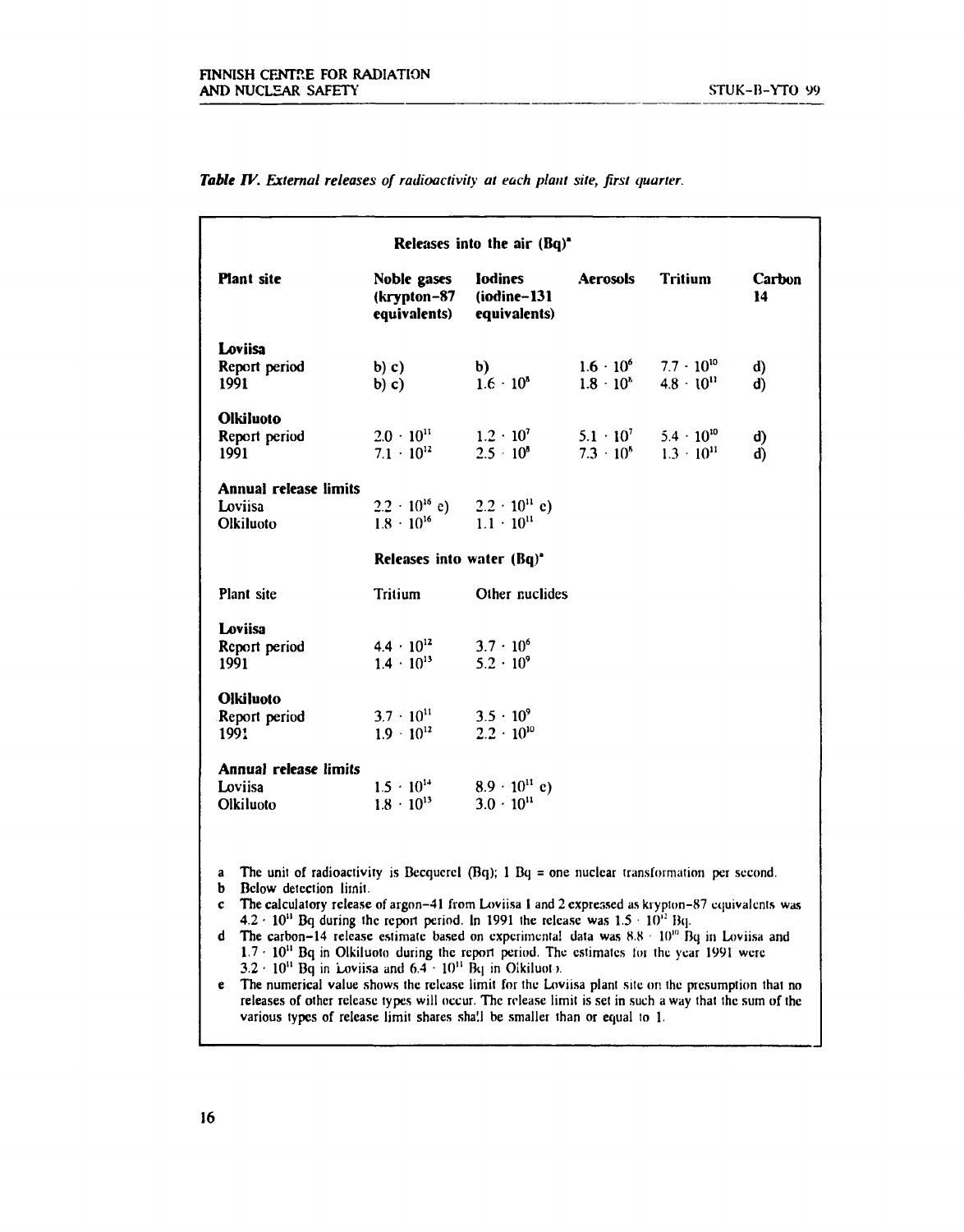*Table IV. External releases of radioactivity at each plant site, first quarter.*

| Releases into the air (Bq)[a] | | | | | |
|---|---|---|---|---|---|
| **Plant site** | **Noble gases (krypton-87 equivalents)** | **Iodines (iodine-131 equivalents)** | **Aerosols** | **Tritium** | **Carbon 14** |
| **Loviisa** | | | | | |
| Report period | b) c) | b) | $1.6 \cdot 10^{6}$ | $7.7 \cdot 10^{10}$ | d) |
| 1991 | b) c) | $1.6 \cdot 10^{8}$ | $1.8 \cdot 10^{6}$ | $4.8 \cdot 10^{11}$ | d) |
| **Olkiluoto** | | | | | |
| Report period | $2.0 \cdot 10^{11}$ | $1.2 \cdot 10^{7}$ | $5.1 \cdot 10^{7}$ | $5.4 \cdot 10^{10}$ | d) |
| 1991 | $7.1 \cdot 10^{12}$ | $2.5 \cdot 10^{8}$ | $7.3 \cdot 10^{8}$ | $1.3 \cdot 10^{11}$ | d) |
| **Annual release limits** | | | | | |
| Loviisa | $2.2 \cdot 10^{16}$ e) | $2.2 \cdot 10^{11}$ e) | | | |
| Olkiluoto | $1.8 \cdot 10^{16}$ | $1.1 \cdot 10^{11}$ | | | |

| Releases into water (Bq)[a] | | |
|---|---|---|
| Plant site | Tritium | Other nuclides |
| **Loviisa** | | |
| Report period | $4.4 \cdot 10^{12}$ | $3.7 \cdot 10^{6}$ |
| 1991 | $1.4 \cdot 10^{13}$ | $5.2 \cdot 10^{9}$ |
| **Olkiluoto** | | |
| Report period | $3.7 \cdot 10^{11}$ | $3.5 \cdot 10^{9}$ |
| 1991 | $1.9 \cdot 10^{12}$ | $2.2 \cdot 10^{10}$ |
| **Annual release limits** | | |
| Loviisa | $1.5 \cdot 10^{14}$ | $8.9 \cdot 10^{11}$ e) |
| Olkiluoto | $1.8 \cdot 10^{13}$ | $3.0 \cdot 10^{11}$ |

a The unit of radioactivity is Becquerel (Bq); 1 Bq = one nuclear transformation per second.
b Below detection limit.
c The calculatory release of argon-41 from Loviisa 1 and 2 expressed as krypton-87 equivalents was $4.2 \cdot 10^{11}$ Bq during the report period. In 1991 the release was $1.5 \cdot 10^{12}$ Bq.
d The carbon-14 release estimate based on experimental data was $8.8 \cdot 10^{10}$ Bq in Loviisa and $1.7 \cdot 10^{11}$ Bq in Olkiluoto during the report period. The estimates for the year 1991 were $3.2 \cdot 10^{11}$ Bq in Loviisa and $6.4 \cdot 10^{11}$ Bq in Olkiluoto.
e The numerical value shows the release limit for the Loviisa plant site on the presumption that no releases of other release types will occur. The release limit is set in such a way that the sum of the various types of release limit shares shall be smaller than or equal to 1.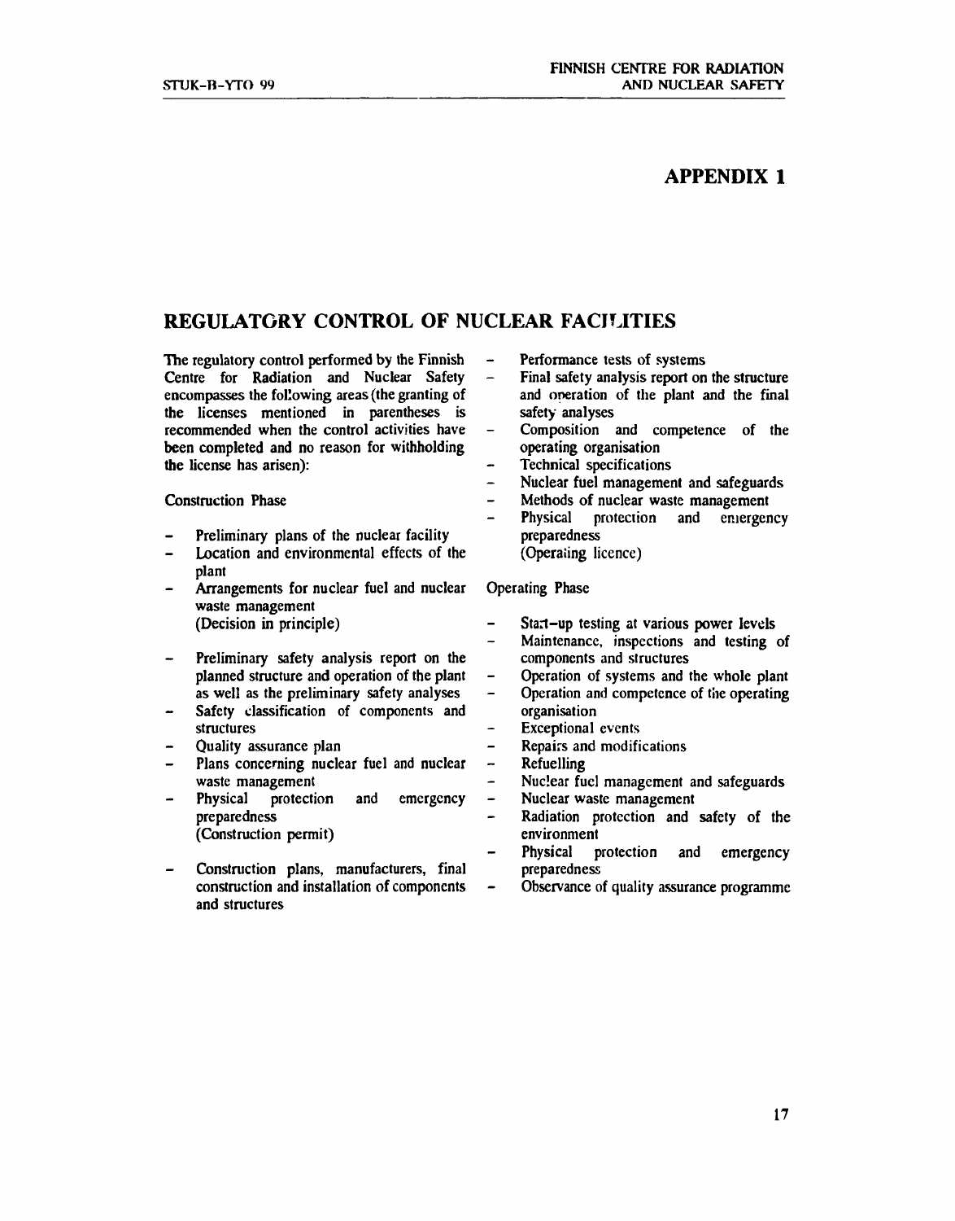# APPENDIX 1

## REGULATORY CONTROL OF NUCLEAR FACILITIES

The regulatory control performed by the Finnish Centre for Radiation and Nuclear Safety encompasses the following areas (the granting of the licenses mentioned in parentheses is recommended when the control activities have been completed and no reason for withholding the license has arisen):

### Construction Phase

- Preliminary plans of the nuclear facility
- Location and environmental effects of the plant
- Arrangements for nuclear fuel and nuclear waste management
  (Decision in principle)

- Preliminary safety analysis report on the planned structure and operation of the plant as well as the preliminary safety analyses
- Safety classification of components and structures
- Quality assurance plan
- Plans concerning nuclear fuel and nuclear waste management
- Physical protection and emergency preparedness
  (Construction permit)

- Construction plans, manufacturers, final construction and installation of components and structures
- Performance tests of systems
- Final safety analysis report on the structure and operation of the plant and the final safety analyses
- Composition and competence of the operating organisation
- Technical specifications
- Nuclear fuel management and safeguards
- Methods of nuclear waste management
- Physical protection and emergency preparedness
  (Operating licence)

### Operating Phase

- Start-up testing at various power levels
- Maintenance, inspections and testing of components and structures
- Operation of systems and the whole plant
- Operation and competence of the operating organisation
- Exceptional events
- Repairs and modifications
- Refuelling
- Nuclear fuel management and safeguards
- Nuclear waste management
- Radiation protection and safety of the environment
- Physical protection and emergency preparedness
- Observance of quality assurance programme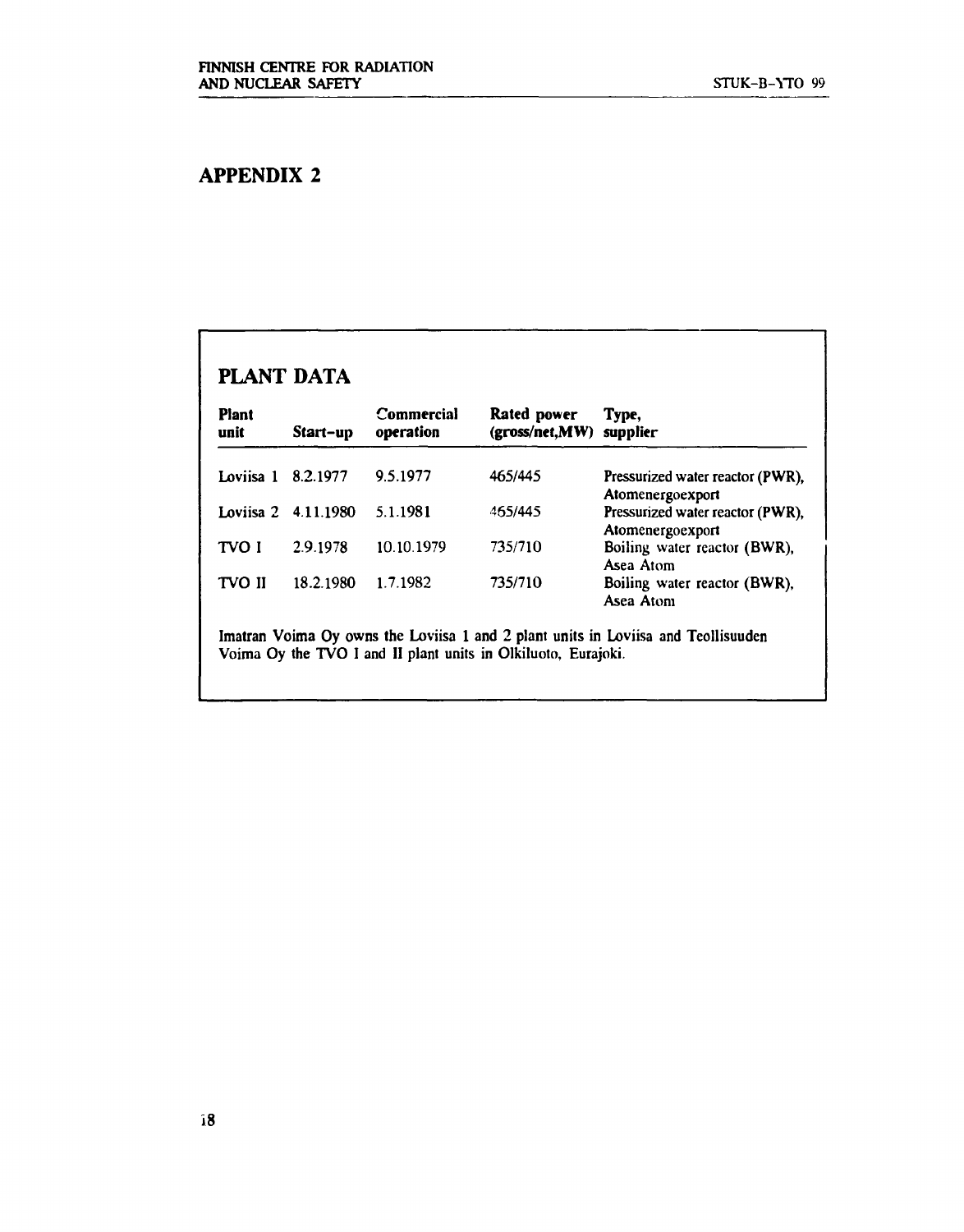# APPENDIX 2

## PLANT DATA

| Plant unit | Start-up | Commercial operation | Rated power (gross/net,MW) | Type, supplier |
|---|---|---|---|---|
| Loviisa 1 | 8.2.1977 | 9.5.1977 | 465/445 | Pressurized water reactor (PWR), Atomenergoexport |
| Loviisa 2 | 4.11.1980 | 5.1.1981 | 465/445 | Pressurized water reactor (PWR), Atomenergoexport |
| TVO I | 2.9.1978 | 10.10.1979 | 735/710 | Boiling water reactor (BWR), Asea Atom |
| TVO II | 18.2.1980 | 1.7.1982 | 735/710 | Boiling water reactor (BWR), Asea Atom |

Imatran Voima Oy owns the Loviisa 1 and 2 plant units in Loviisa and Teollisuuden Voima Oy the TVO I and II plant units in Olkiluoto, Eurajoki.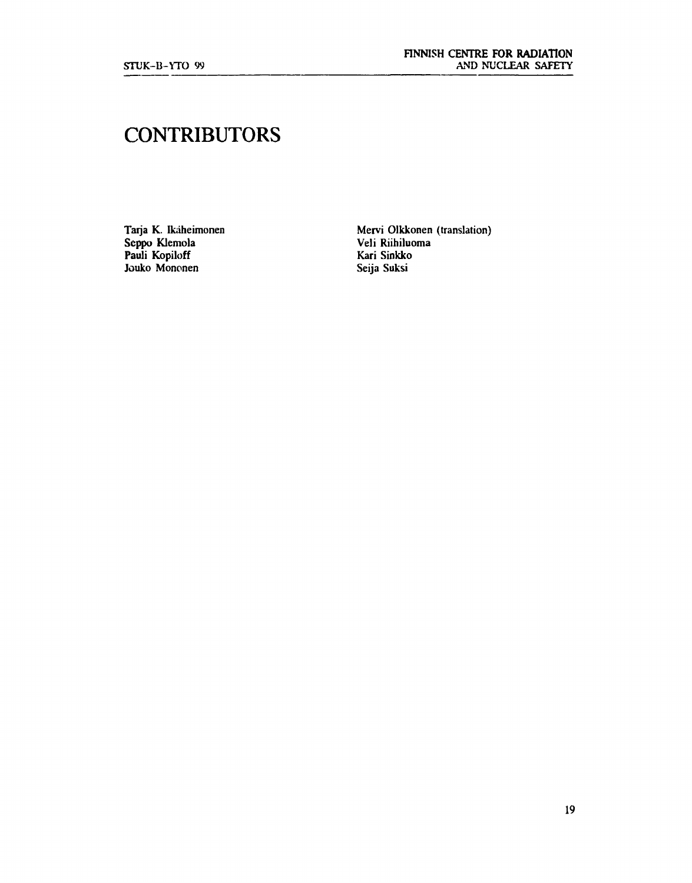# CONTRIBUTORS

Tarja K. Ikäheimonen
Seppo Klemola
Pauli Kopiloff
Jouko Mononen
Mervi Olkkonen (translation)
Veli Riihiluoma
Kari Sinkko
Seija Suksi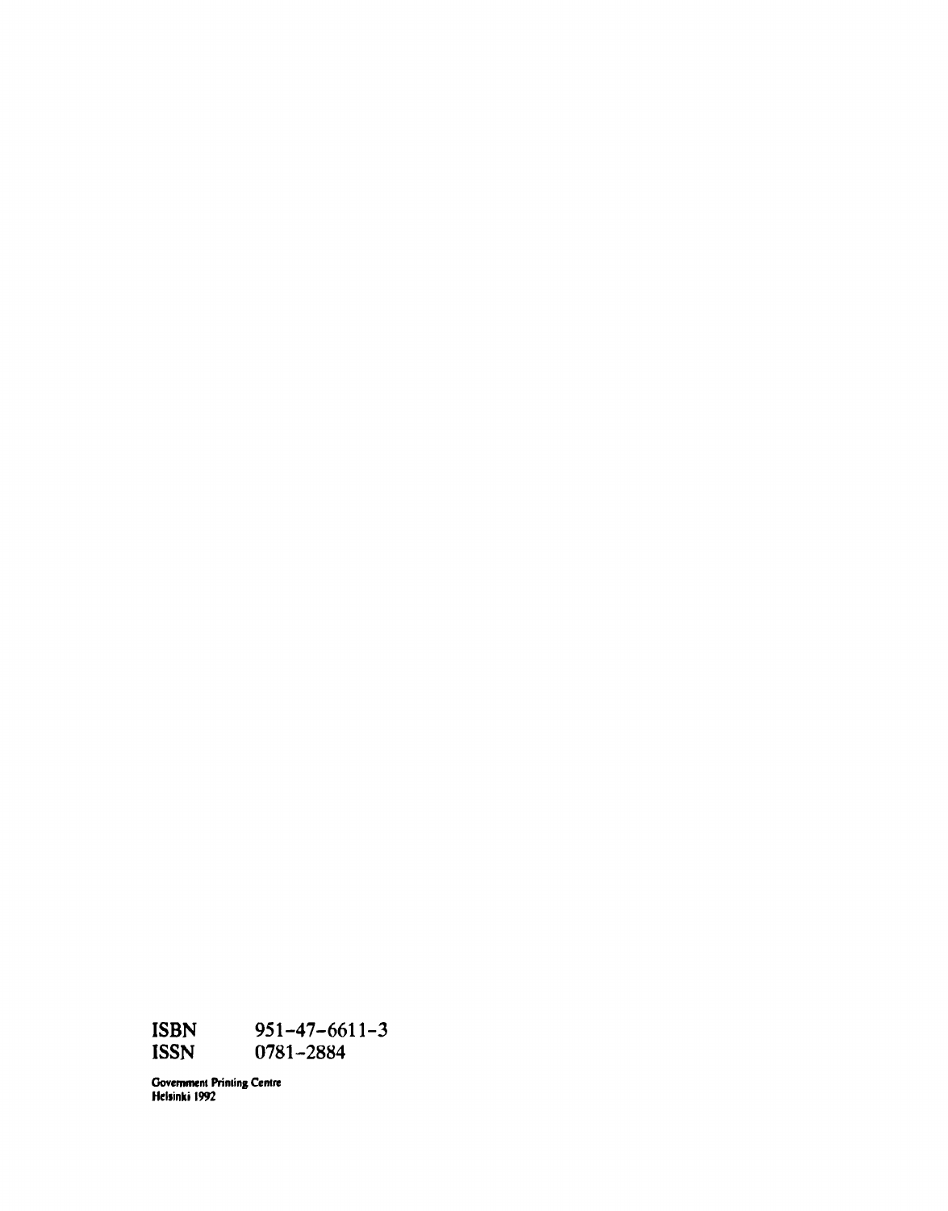ISBN 951-47-6611-3
ISSN 0781-2884

Government Printing Centre
Helsinki 1992